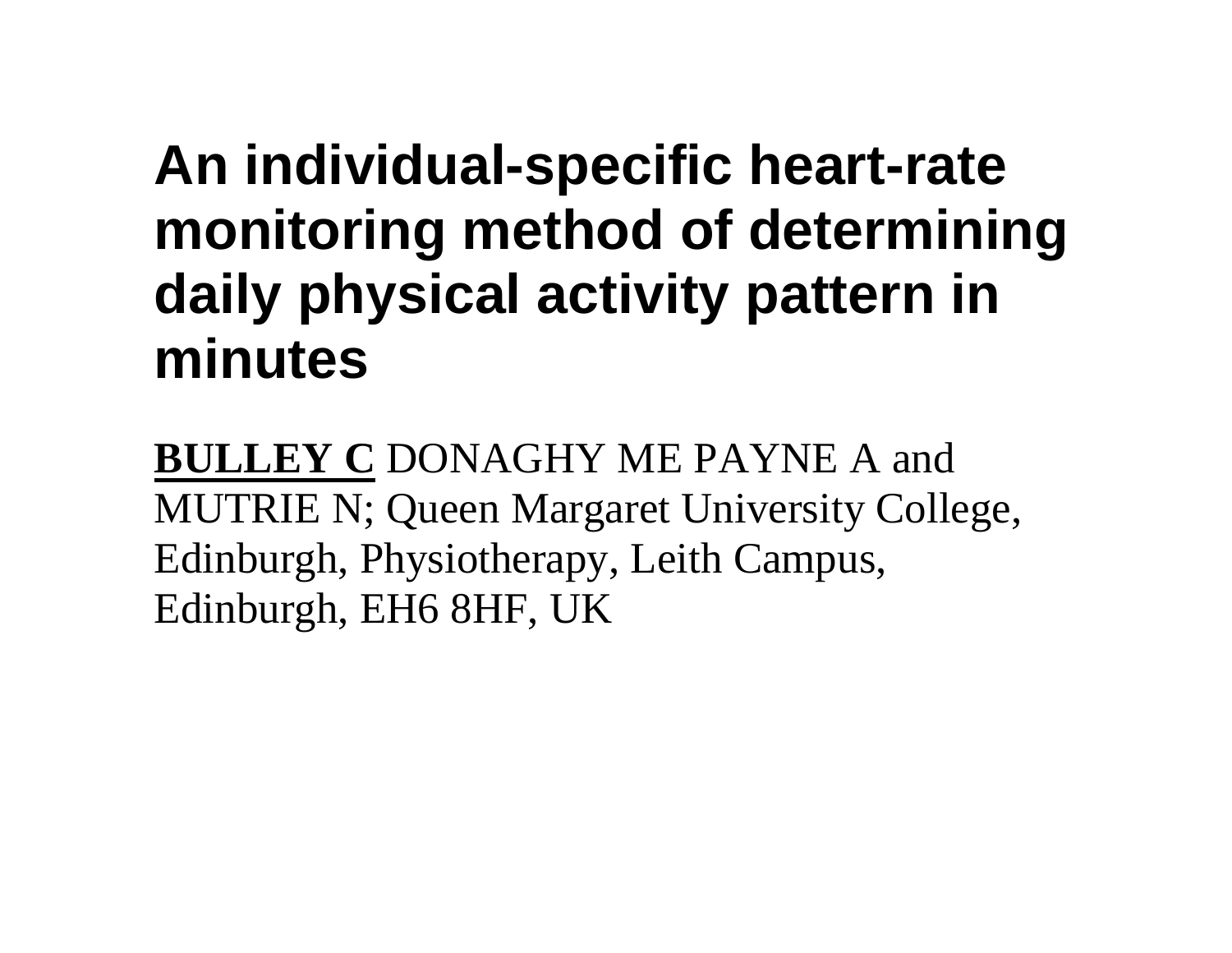# An individual-specific heart-rate monitoring method of determining daily physical activity pattern in minutes

**BULLEY C** DONAGHY ME PAYNE A and MUTRIE N; Queen Margaret University College, Edinburgh, Physiotherapy, Leith Campus, Edinburgh, EH6 8HF, UK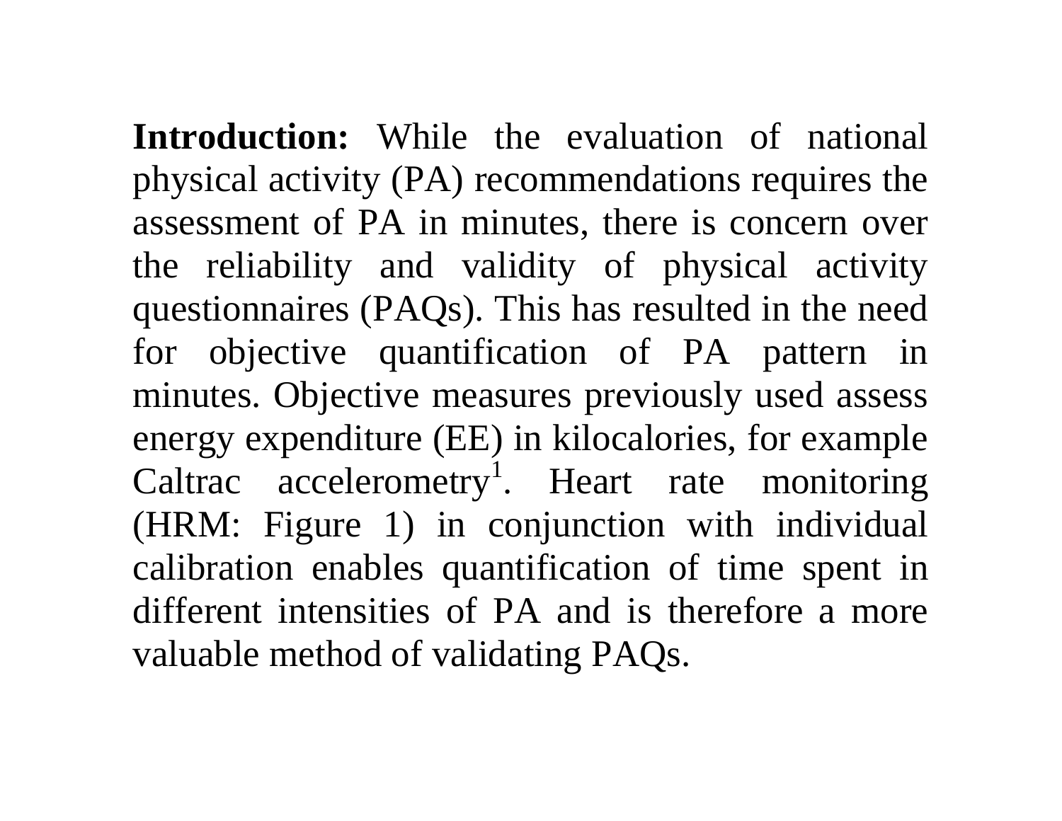**Introduction:** While the evaluation of national physical activity (PA) recommendations requires the assessment of PA in minutes, there is concern over the reliability and validity of physical activity questionnaires (PAQs). This has resulted in the need for objective quantification of PA pattern in minutes. Objective measures previously used assess energy expenditure (EE) in kilocalories, for example Caltrac accelerometry[1]. Heart rate monitoring (HRM: Figure 1) in conjunction with individual calibration enables quantification of time spent in different intensities of PA and is therefore a more valuable method of validating PAQs.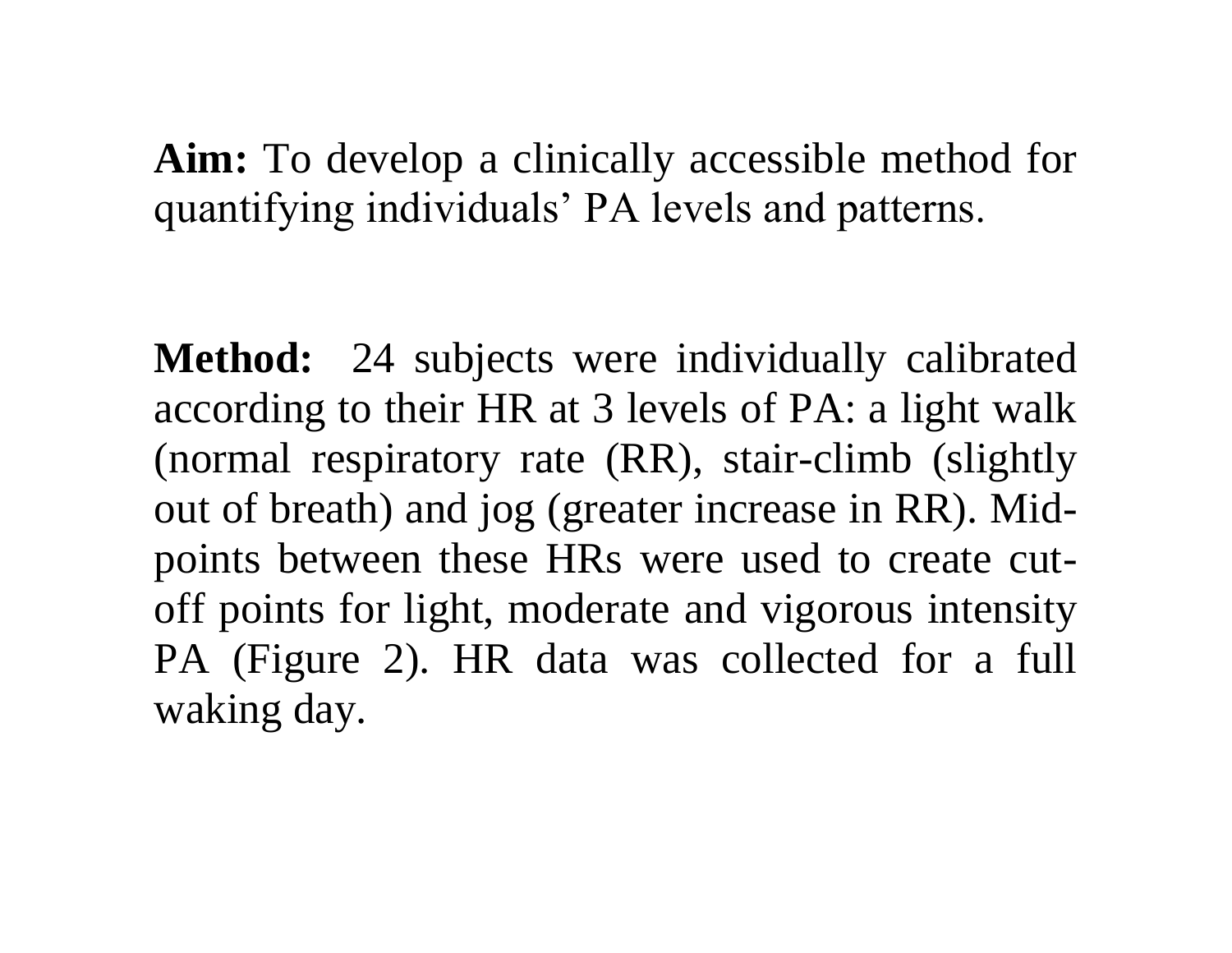**Aim:** To develop a clinically accessible method for quantifying individuals' PA levels and patterns.

**Method:** 24 subjects were individually calibrated according to their HR at 3 levels of PA: a light walk (normal respiratory rate (RR), stair-climb (slightly out of breath) and jog (greater increase in RR). Mid-points between these HRs were used to create cut-off points for light, moderate and vigorous intensity PA (Figure 2). HR data was collected for a full waking day.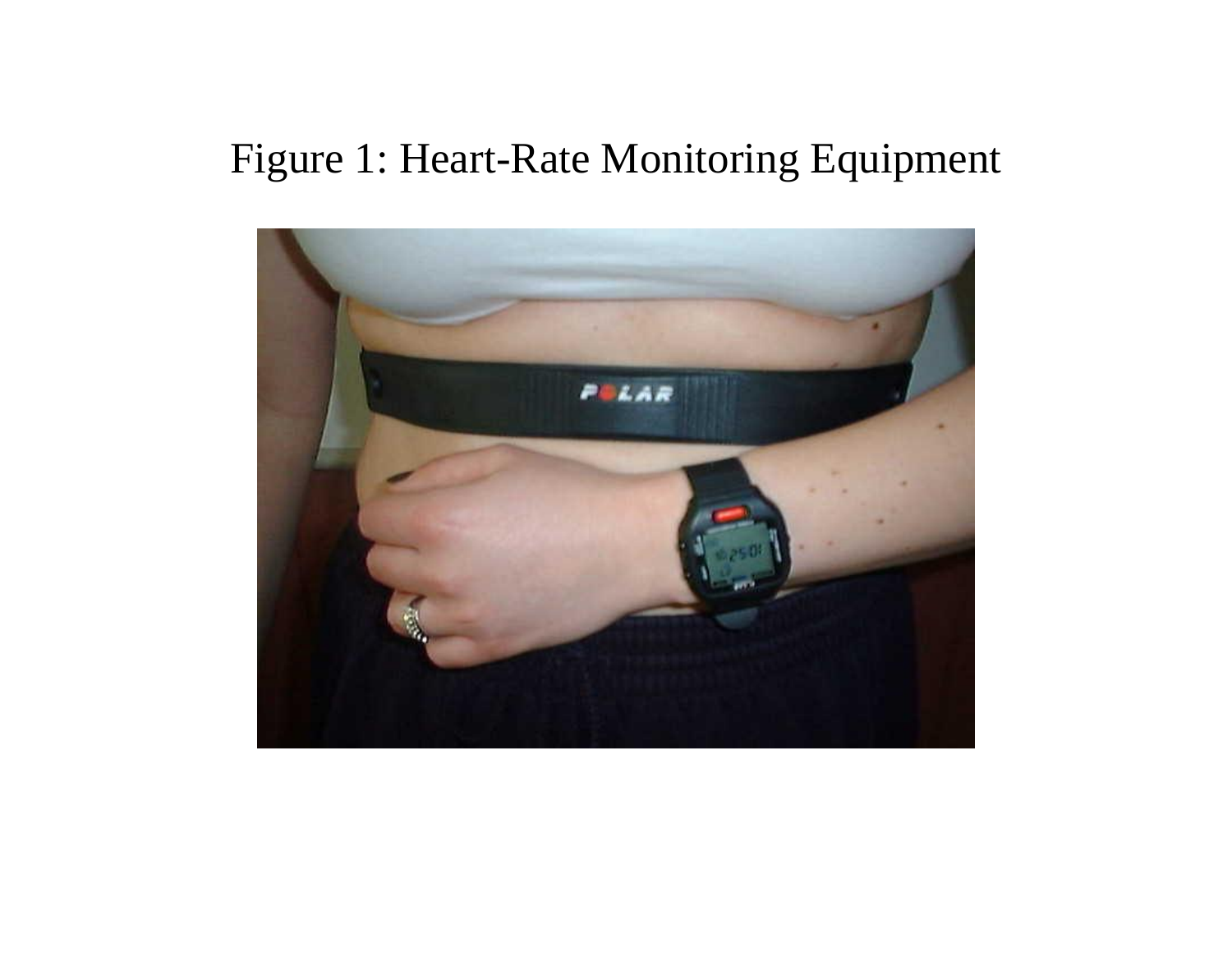Figure 1: Heart-Rate Monitoring Equipment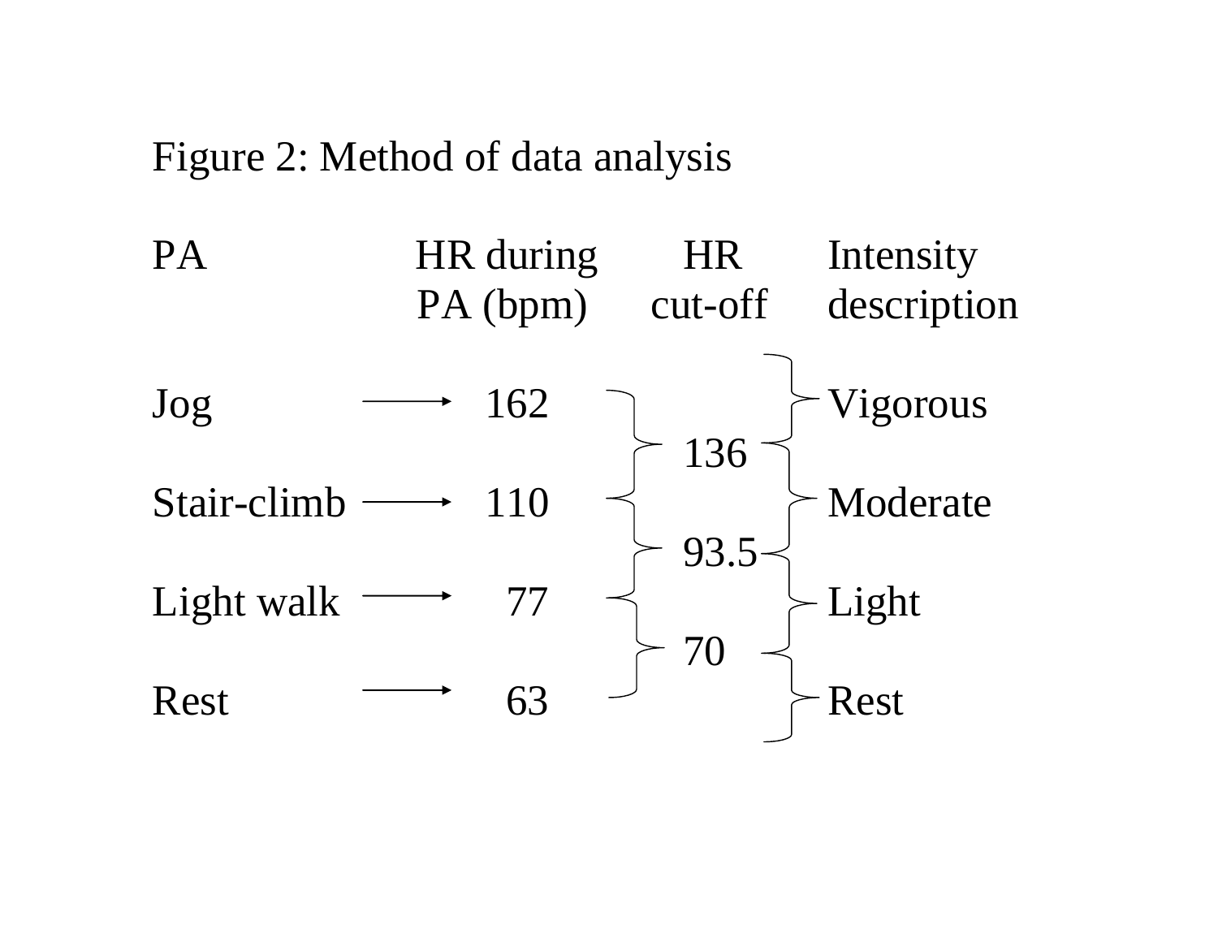Figure 2: Method of data analysis

| PA | HR during PA (bpm) | HR cut-off | Intensity description |
| --- | --- | --- | --- |
| Jog → | 162 | | Vigorous |
| | | 136 | |
| Stair-climb → | 110 | | Moderate |
| | | 93.5 | |
| Light walk → | 77 | | Light |
| | | 70 | |
| Rest → | 63 | | Rest |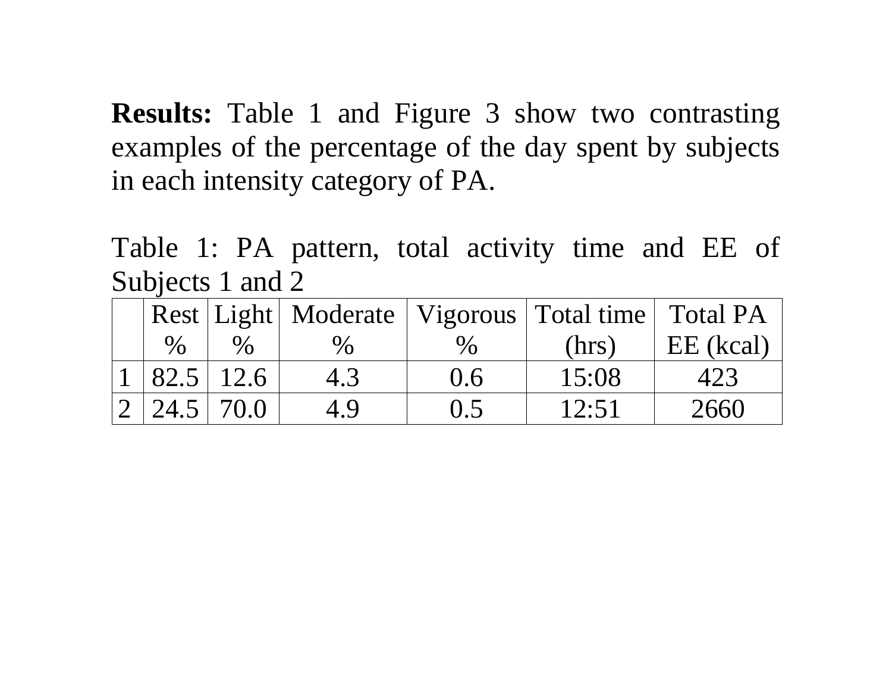**Results:** Table 1 and Figure 3 show two contrasting examples of the percentage of the day spent by subjects in each intensity category of PA.

Table 1: PA pattern, total activity time and EE of Subjects 1 and 2

| | Rest % | Light % | Moderate % | Vigorous % | Total time (hrs) | Total PA EE (kcal) |
|---|---|---|---|---|---|---|
| 1 | 82.5 | 12.6 | 4.3 | 0.6 | 15:08 | 423 |
| 2 | 24.5 | 70.0 | 4.9 | 0.5 | 12:51 | 2660 |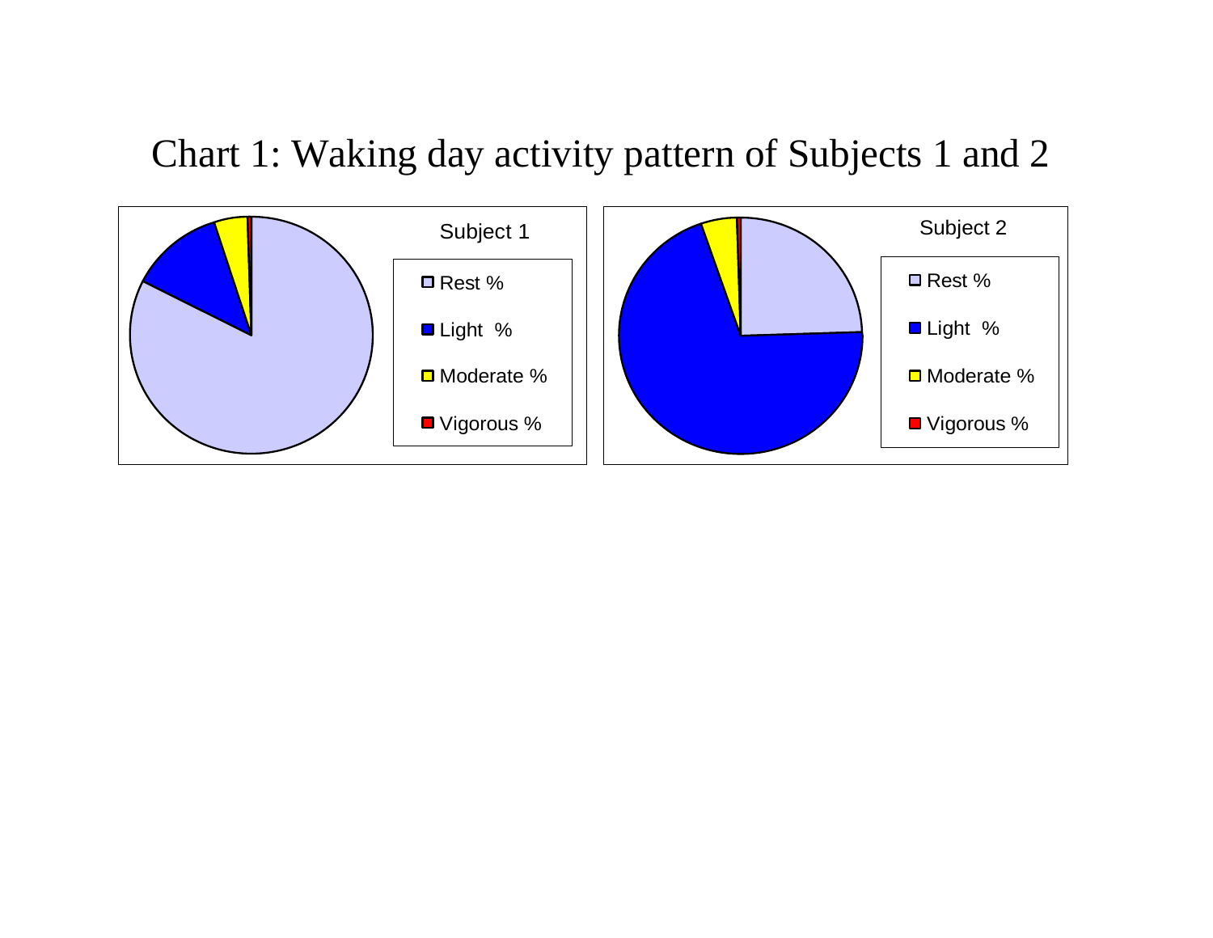# Chart 1: Waking day activity pattern of Subjects 1 and 2

Subject 1

- Rest %
- Light %
- Moderate %
- Vigorous %

Subject 2

- Rest %
- Light %
- Moderate %
- Vigorous %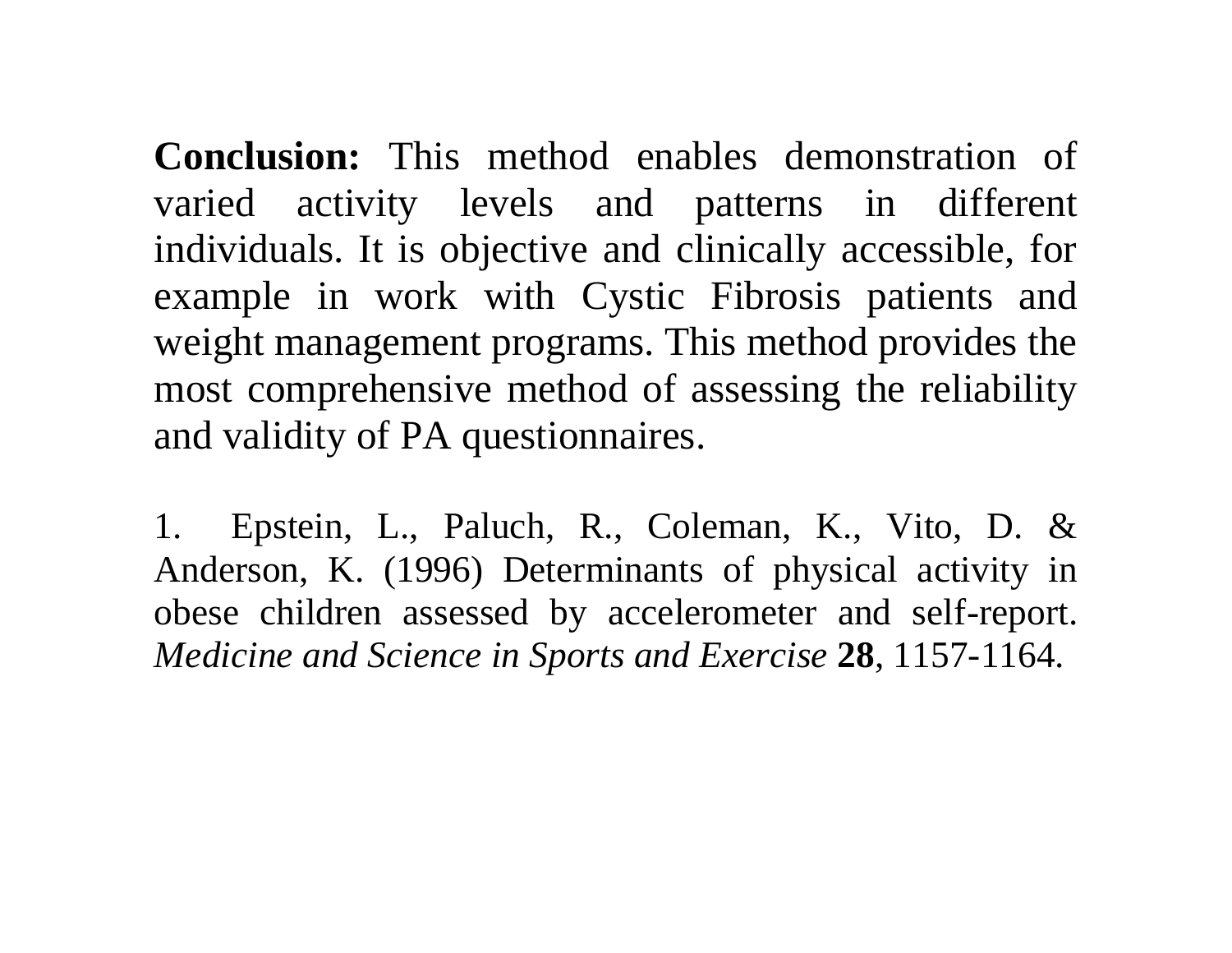**Conclusion:** This method enables demonstration of varied activity levels and patterns in different individuals. It is objective and clinically accessible, for example in work with Cystic Fibrosis patients and weight management programs. This method provides the most comprehensive method of assessing the reliability and validity of PA questionnaires.

1. Epstein, L., Paluch, R., Coleman, K., Vito, D. & Anderson, K. (1996) Determinants of physical activity in obese children assessed by accelerometer and self-report. *Medicine and Science in Sports and Exercise* **28**, 1157-1164.